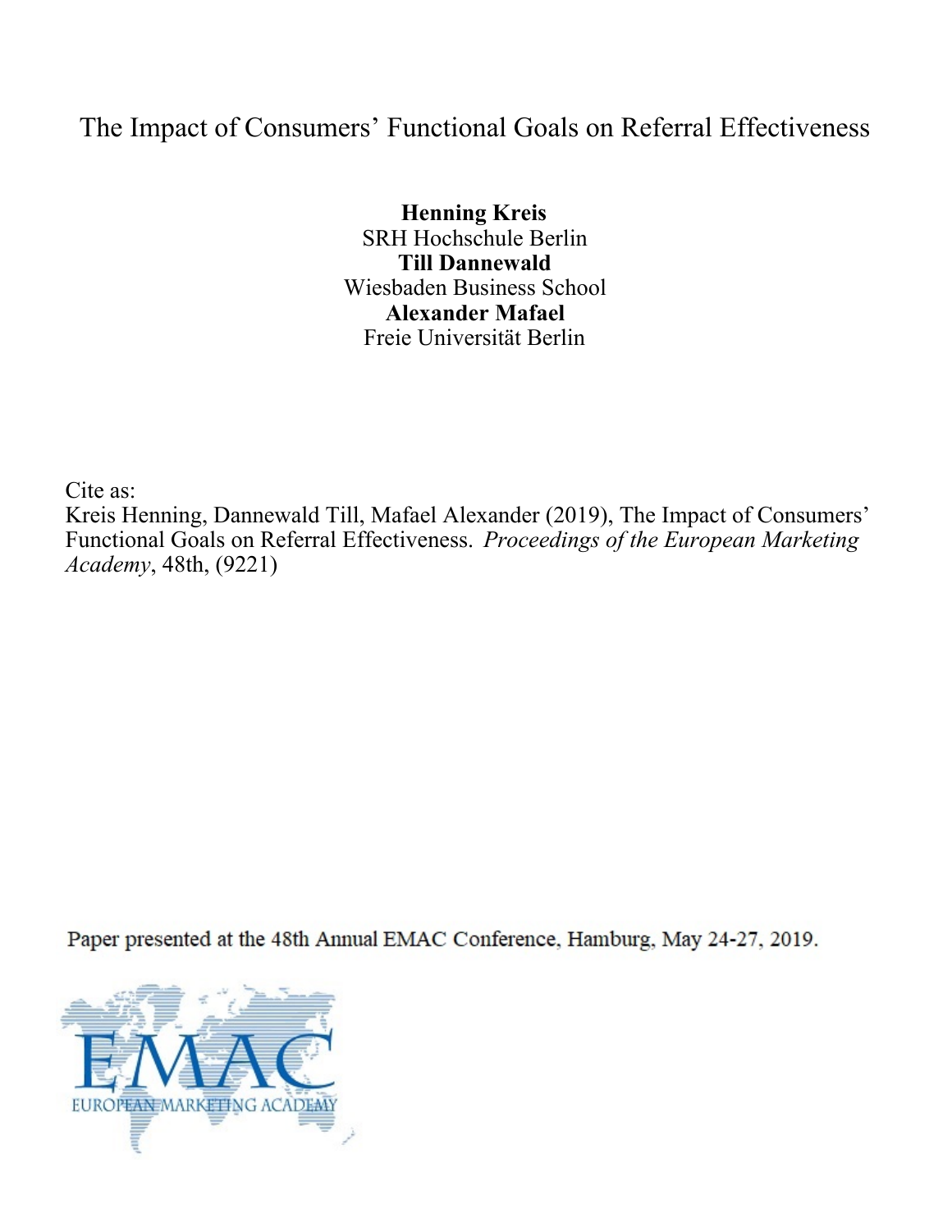# The Impact of Consumers' Functional Goals on Referral Effectiveness

**Henning Kreis**
SRH Hochschule Berlin
**Till Dannewald**
Wiesbaden Business School
**Alexander Mafael**
Freie Universität Berlin

Cite as:
Kreis Henning, Dannewald Till, Mafael Alexander (2019), The Impact of Consumers' Functional Goals on Referral Effectiveness. *Proceedings of the European Marketing Academy*, 48th, (9221)

Paper presented at the 48th Annual EMAC Conference, Hamburg, May 24-27, 2019.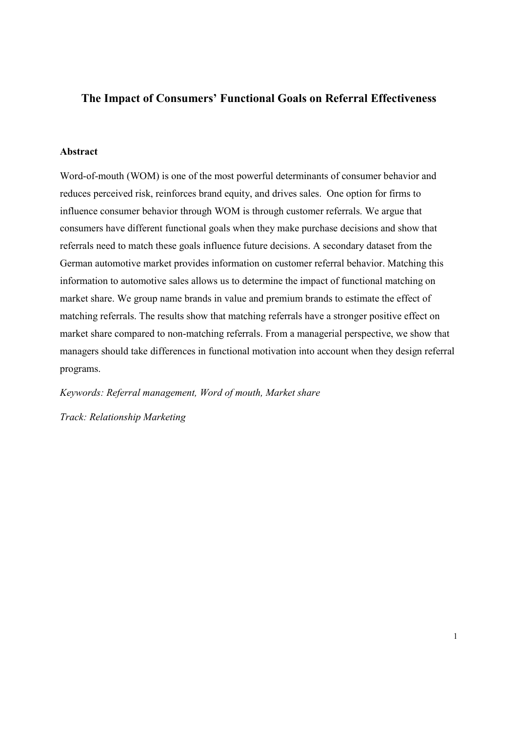# The Impact of Consumers' Functional Goals on Referral Effectiveness

## Abstract

Word-of-mouth (WOM) is one of the most powerful determinants of consumer behavior and reduces perceived risk, reinforces brand equity, and drives sales. One option for firms to influence consumer behavior through WOM is through customer referrals. We argue that consumers have different functional goals when they make purchase decisions and show that referrals need to match these goals influence future decisions. A secondary dataset from the German automotive market provides information on customer referral behavior. Matching this information to automotive sales allows us to determine the impact of functional matching on market share. We group name brands in value and premium brands to estimate the effect of matching referrals. The results show that matching referrals have a stronger positive effect on market share compared to non-matching referrals. From a managerial perspective, we show that managers should take differences in functional motivation into account when they design referral programs.

*Keywords: Referral management, Word of mouth, Market share*

*Track: Relationship Marketing*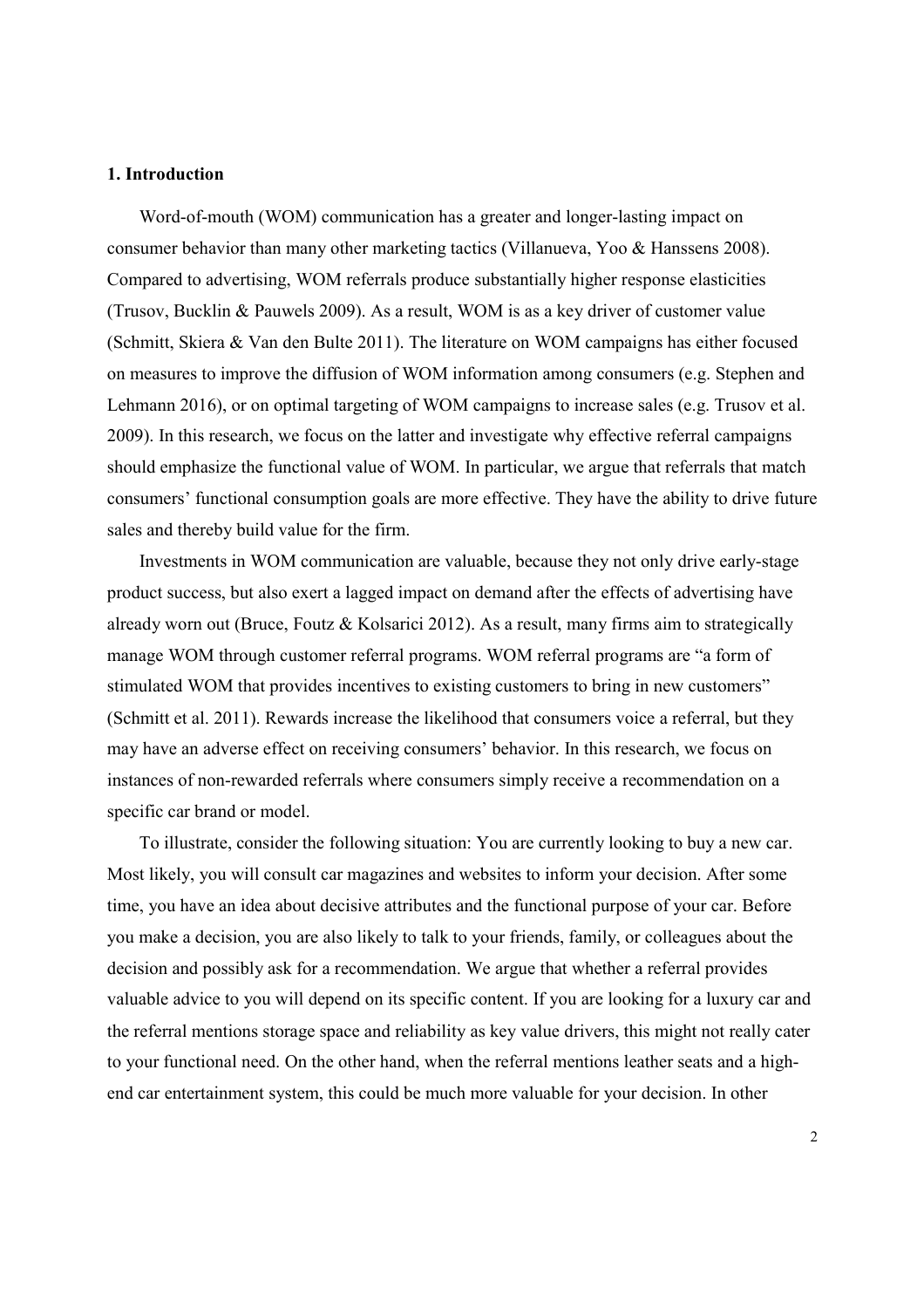## 1. Introduction

Word-of-mouth (WOM) communication has a greater and longer-lasting impact on consumer behavior than many other marketing tactics (Villanueva, Yoo & Hanssens 2008). Compared to advertising, WOM referrals produce substantially higher response elasticities (Trusov, Bucklin & Pauwels 2009). As a result, WOM is as a key driver of customer value (Schmitt, Skiera & Van den Bulte 2011). The literature on WOM campaigns has either focused on measures to improve the diffusion of WOM information among consumers (e.g. Stephen and Lehmann 2016), or on optimal targeting of WOM campaigns to increase sales (e.g. Trusov et al. 2009). In this research, we focus on the latter and investigate why effective referral campaigns should emphasize the functional value of WOM. In particular, we argue that referrals that match consumers' functional consumption goals are more effective. They have the ability to drive future sales and thereby build value for the firm.

Investments in WOM communication are valuable, because they not only drive early-stage product success, but also exert a lagged impact on demand after the effects of advertising have already worn out (Bruce, Foutz & Kolsarici 2012). As a result, many firms aim to strategically manage WOM through customer referral programs. WOM referral programs are "a form of stimulated WOM that provides incentives to existing customers to bring in new customers" (Schmitt et al. 2011). Rewards increase the likelihood that consumers voice a referral, but they may have an adverse effect on receiving consumers' behavior. In this research, we focus on instances of non-rewarded referrals where consumers simply receive a recommendation on a specific car brand or model.

To illustrate, consider the following situation: You are currently looking to buy a new car. Most likely, you will consult car magazines and websites to inform your decision. After some time, you have an idea about decisive attributes and the functional purpose of your car. Before you make a decision, you are also likely to talk to your friends, family, or colleagues about the decision and possibly ask for a recommendation. We argue that whether a referral provides valuable advice to you will depend on its specific content. If you are looking for a luxury car and the referral mentions storage space and reliability as key value drivers, this might not really cater to your functional need. On the other hand, when the referral mentions leather seats and a high-end car entertainment system, this could be much more valuable for your decision. In other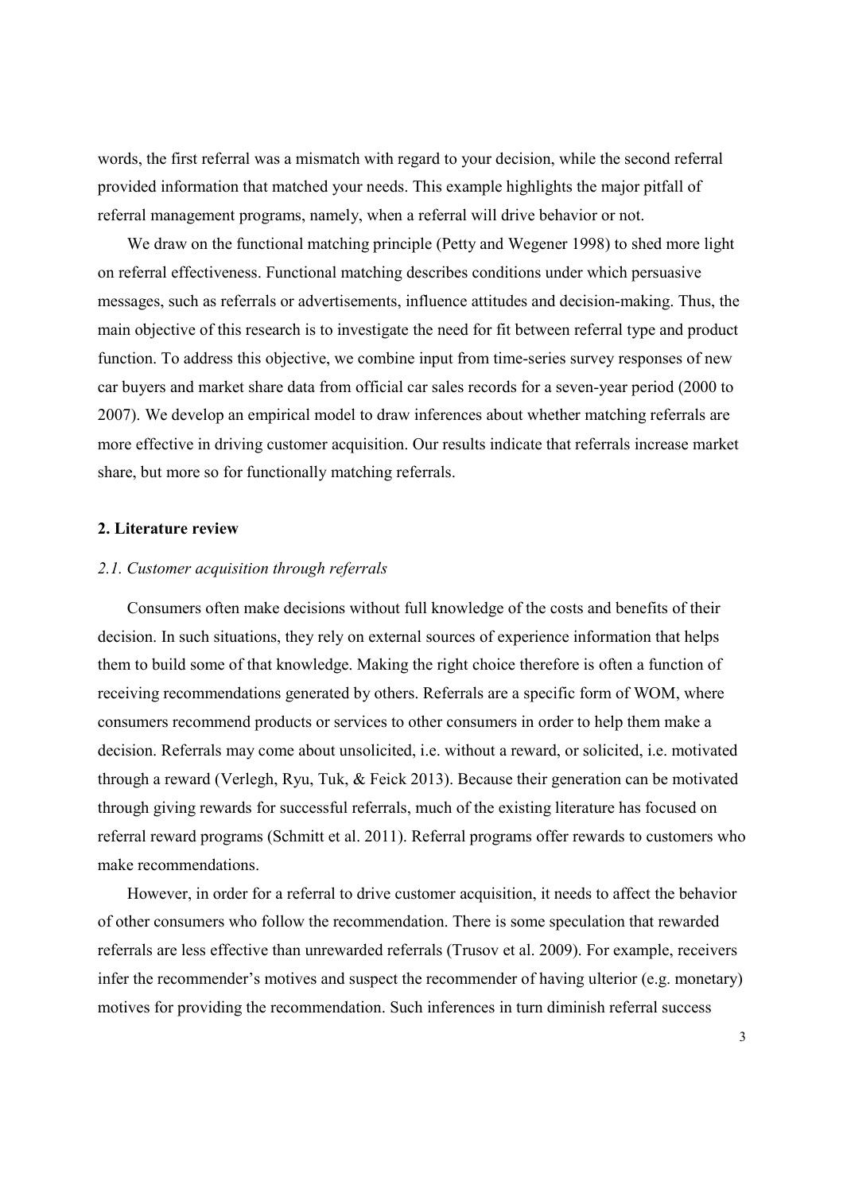words, the first referral was a mismatch with regard to your decision, while the second referral provided information that matched your needs. This example highlights the major pitfall of referral management programs, namely, when a referral will drive behavior or not.

We draw on the functional matching principle (Petty and Wegener 1998) to shed more light on referral effectiveness. Functional matching describes conditions under which persuasive messages, such as referrals or advertisements, influence attitudes and decision-making. Thus, the main objective of this research is to investigate the need for fit between referral type and product function. To address this objective, we combine input from time-series survey responses of new car buyers and market share data from official car sales records for a seven-year period (2000 to 2007). We develop an empirical model to draw inferences about whether matching referrals are more effective in driving customer acquisition. Our results indicate that referrals increase market share, but more so for functionally matching referrals.

## 2. Literature review

### *2.1. Customer acquisition through referrals*

Consumers often make decisions without full knowledge of the costs and benefits of their decision. In such situations, they rely on external sources of experience information that helps them to build some of that knowledge. Making the right choice therefore is often a function of receiving recommendations generated by others. Referrals are a specific form of WOM, where consumers recommend products or services to other consumers in order to help them make a decision. Referrals may come about unsolicited, i.e. without a reward, or solicited, i.e. motivated through a reward (Verlegh, Ryu, Tuk, & Feick 2013). Because their generation can be motivated through giving rewards for successful referrals, much of the existing literature has focused on referral reward programs (Schmitt et al. 2011). Referral programs offer rewards to customers who make recommendations.

However, in order for a referral to drive customer acquisition, it needs to affect the behavior of other consumers who follow the recommendation. There is some speculation that rewarded referrals are less effective than unrewarded referrals (Trusov et al. 2009). For example, receivers infer the recommender's motives and suspect the recommender of having ulterior (e.g. monetary) motives for providing the recommendation. Such inferences in turn diminish referral success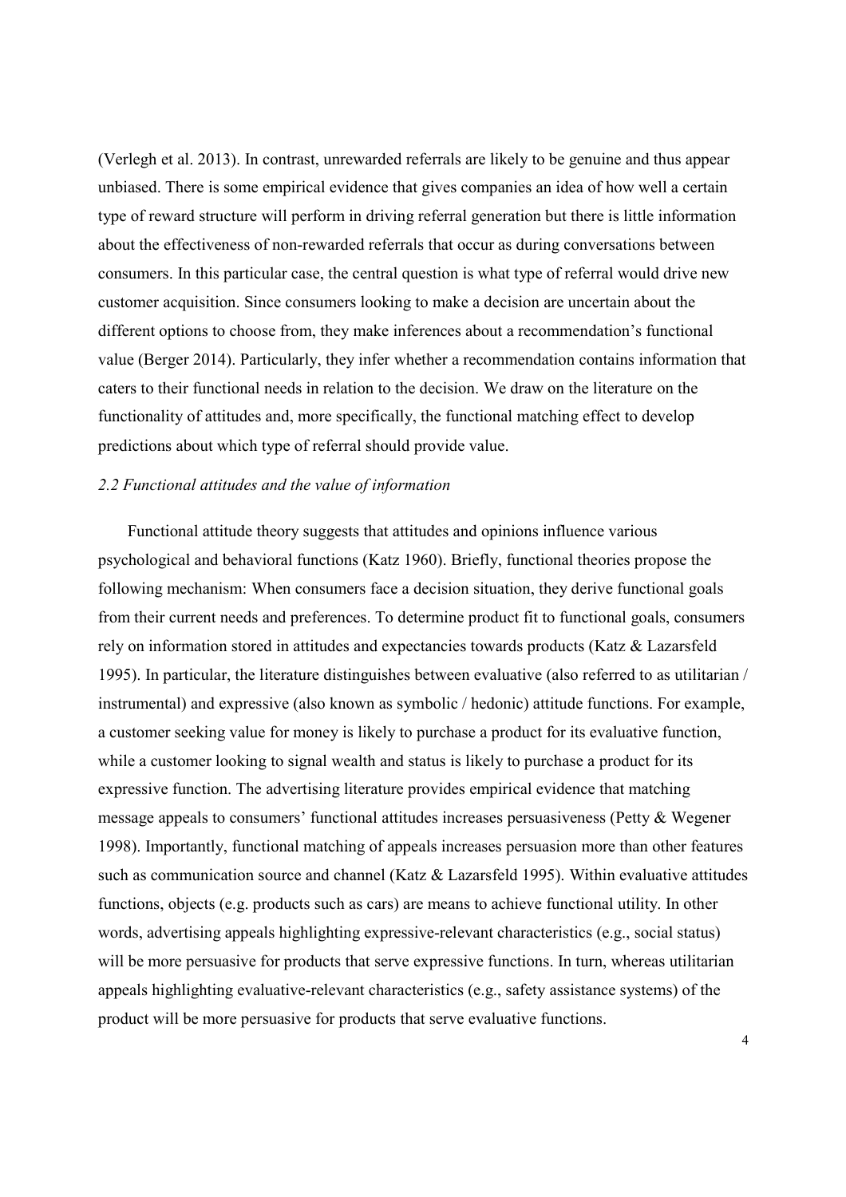(Verlegh et al. 2013). In contrast, unrewarded referrals are likely to be genuine and thus appear unbiased. There is some empirical evidence that gives companies an idea of how well a certain type of reward structure will perform in driving referral generation but there is little information about the effectiveness of non-rewarded referrals that occur as during conversations between consumers. In this particular case, the central question is what type of referral would drive new customer acquisition. Since consumers looking to make a decision are uncertain about the different options to choose from, they make inferences about a recommendation's functional value (Berger 2014). Particularly, they infer whether a recommendation contains information that caters to their functional needs in relation to the decision. We draw on the literature on the functionality of attitudes and, more specifically, the functional matching effect to develop predictions about which type of referral should provide value.

### *2.2 Functional attitudes and the value of information*

Functional attitude theory suggests that attitudes and opinions influence various psychological and behavioral functions (Katz 1960). Briefly, functional theories propose the following mechanism: When consumers face a decision situation, they derive functional goals from their current needs and preferences. To determine product fit to functional goals, consumers rely on information stored in attitudes and expectancies towards products (Katz & Lazarsfeld 1995). In particular, the literature distinguishes between evaluative (also referred to as utilitarian / instrumental) and expressive (also known as symbolic / hedonic) attitude functions. For example, a customer seeking value for money is likely to purchase a product for its evaluative function, while a customer looking to signal wealth and status is likely to purchase a product for its expressive function. The advertising literature provides empirical evidence that matching message appeals to consumers' functional attitudes increases persuasiveness (Petty & Wegener 1998). Importantly, functional matching of appeals increases persuasion more than other features such as communication source and channel (Katz & Lazarsfeld 1995). Within evaluative attitudes functions, objects (e.g. products such as cars) are means to achieve functional utility. In other words, advertising appeals highlighting expressive-relevant characteristics (e.g., social status) will be more persuasive for products that serve expressive functions. In turn, whereas utilitarian appeals highlighting evaluative-relevant characteristics (e.g., safety assistance systems) of the product will be more persuasive for products that serve evaluative functions.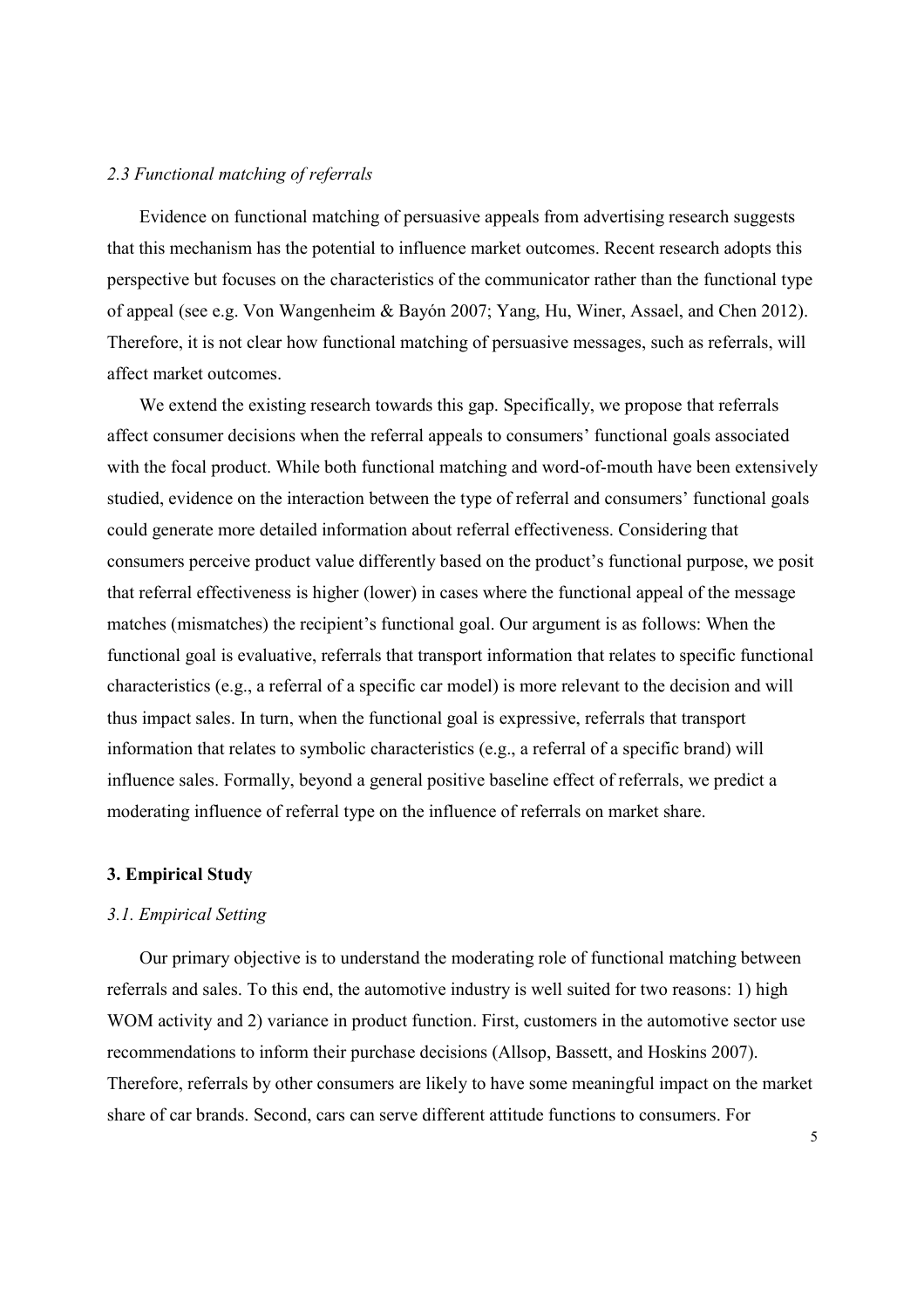### *2.3 Functional matching of referrals*

Evidence on functional matching of persuasive appeals from advertising research suggests that this mechanism has the potential to influence market outcomes. Recent research adopts this perspective but focuses on the characteristics of the communicator rather than the functional type of appeal (see e.g. Von Wangenheim & Bayón 2007; Yang, Hu, Winer, Assael, and Chen 2012). Therefore, it is not clear how functional matching of persuasive messages, such as referrals, will affect market outcomes.

We extend the existing research towards this gap. Specifically, we propose that referrals affect consumer decisions when the referral appeals to consumers' functional goals associated with the focal product. While both functional matching and word-of-mouth have been extensively studied, evidence on the interaction between the type of referral and consumers' functional goals could generate more detailed information about referral effectiveness. Considering that consumers perceive product value differently based on the product's functional purpose, we posit that referral effectiveness is higher (lower) in cases where the functional appeal of the message matches (mismatches) the recipient's functional goal. Our argument is as follows: When the functional goal is evaluative, referrals that transport information that relates to specific functional characteristics (e.g., a referral of a specific car model) is more relevant to the decision and will thus impact sales. In turn, when the functional goal is expressive, referrals that transport information that relates to symbolic characteristics (e.g., a referral of a specific brand) will influence sales. Formally, beyond a general positive baseline effect of referrals, we predict a moderating influence of referral type on the influence of referrals on market share.

## 3. Empirical Study

### *3.1. Empirical Setting*

Our primary objective is to understand the moderating role of functional matching between referrals and sales. To this end, the automotive industry is well suited for two reasons: 1) high WOM activity and 2) variance in product function. First, customers in the automotive sector use recommendations to inform their purchase decisions (Allsop, Bassett, and Hoskins 2007). Therefore, referrals by other consumers are likely to have some meaningful impact on the market share of car brands. Second, cars can serve different attitude functions to consumers. For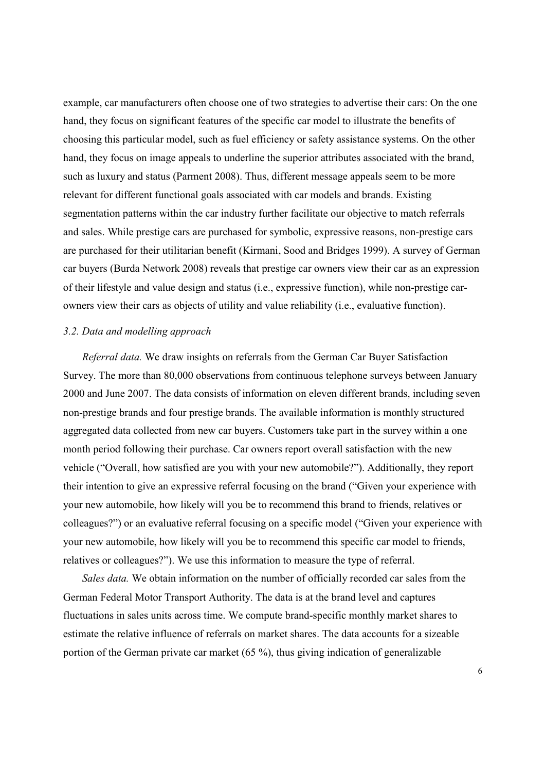example, car manufacturers often choose one of two strategies to advertise their cars: On the one hand, they focus on significant features of the specific car model to illustrate the benefits of choosing this particular model, such as fuel efficiency or safety assistance systems. On the other hand, they focus on image appeals to underline the superior attributes associated with the brand, such as luxury and status (Parment 2008). Thus, different message appeals seem to be more relevant for different functional goals associated with car models and brands. Existing segmentation patterns within the car industry further facilitate our objective to match referrals and sales. While prestige cars are purchased for symbolic, expressive reasons, non-prestige cars are purchased for their utilitarian benefit (Kirmani, Sood and Bridges 1999). A survey of German car buyers (Burda Network 2008) reveals that prestige car owners view their car as an expression of their lifestyle and value design and status (i.e., expressive function), while non-prestige car-owners view their cars as objects of utility and value reliability (i.e., evaluative function).

### *3.2. Data and modelling approach*

*Referral data.* We draw insights on referrals from the German Car Buyer Satisfaction Survey. The more than 80,000 observations from continuous telephone surveys between January 2000 and June 2007. The data consists of information on eleven different brands, including seven non-prestige brands and four prestige brands. The available information is monthly structured aggregated data collected from new car buyers. Customers take part in the survey within a one month period following their purchase. Car owners report overall satisfaction with the new vehicle ("Overall, how satisfied are you with your new automobile?"). Additionally, they report their intention to give an expressive referral focusing on the brand ("Given your experience with your new automobile, how likely will you be to recommend this brand to friends, relatives or colleagues?") or an evaluative referral focusing on a specific model ("Given your experience with your new automobile, how likely will you be to recommend this specific car model to friends, relatives or colleagues?"). We use this information to measure the type of referral.

*Sales data.* We obtain information on the number of officially recorded car sales from the German Federal Motor Transport Authority. The data is at the brand level and captures fluctuations in sales units across time. We compute brand-specific monthly market shares to estimate the relative influence of referrals on market shares. The data accounts for a sizeable portion of the German private car market (65 %), thus giving indication of generalizable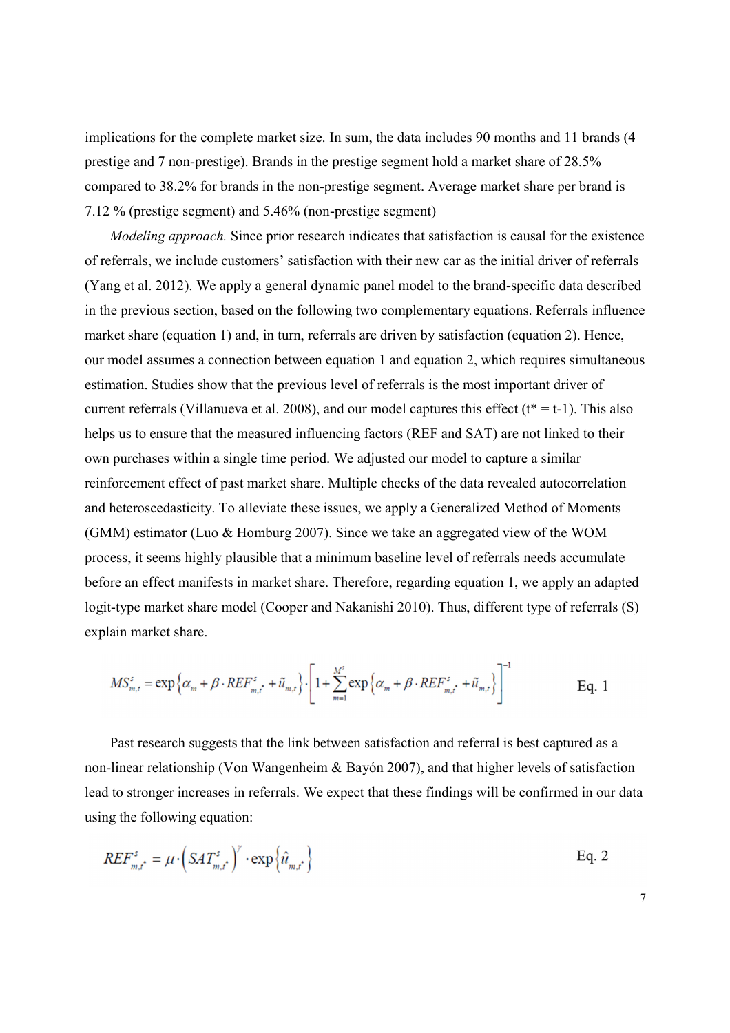implications for the complete market size. In sum, the data includes 90 months and 11 brands (4 prestige and 7 non-prestige). Brands in the prestige segment hold a market share of 28.5% compared to 38.2% for brands in the non-prestige segment. Average market share per brand is 7.12 % (prestige segment) and 5.46% (non-prestige segment)

*Modeling approach.* Since prior research indicates that satisfaction is causal for the existence of referrals, we include customers' satisfaction with their new car as the initial driver of referrals (Yang et al. 2012). We apply a general dynamic panel model to the brand-specific data described in the previous section, based on the following two complementary equations. Referrals influence market share (equation 1) and, in turn, referrals are driven by satisfaction (equation 2). Hence, our model assumes a connection between equation 1 and equation 2, which requires simultaneous estimation. Studies show that the previous level of referrals is the most important driver of current referrals (Villanueva et al. 2008), and our model captures this effect ($t^* = t-1$). This also helps us to ensure that the measured influencing factors (REF and SAT) are not linked to their own purchases within a single time period. We adjusted our model to capture a similar reinforcement effect of past market share. Multiple checks of the data revealed autocorrelation and heteroscedasticity. To alleviate these issues, we apply a Generalized Method of Moments (GMM) estimator (Luo & Homburg 2007). Since we take an aggregated view of the WOM process, it seems highly plausible that a minimum baseline level of referrals needs accumulate before an effect manifests in market share. Therefore, regarding equation 1, we apply an adapted logit-type market share model (Cooper and Nakanishi 2010). Thus, different type of referrals (S) explain market share.

$$MS_{m,t}^{s} = \exp\left\{\alpha_m + \beta \cdot REF_{m,t^*}^{s} + \tilde{u}_{m,t}\right\} \cdot \left[1 + \sum_{m=1}^{M^s} \exp\left\{\alpha_m + \beta \cdot REF_{m,t^*}^{s} + \tilde{u}_{m,t}\right\}\right]^{-1} \qquad \text{Eq. 1}$$

Past research suggests that the link between satisfaction and referral is best captured as a non-linear relationship (Von Wangenheim & Bayón 2007), and that higher levels of satisfaction lead to stronger increases in referrals. We expect that these findings will be confirmed in our data using the following equation:

$$REF_{m,t^*}^{s} = \mu \cdot \left(SAT_{m,t^*}^{s}\right)^{\gamma} \cdot \exp\left\{\hat{u}_{m,t^*}\right\} \qquad \text{Eq. 2}$$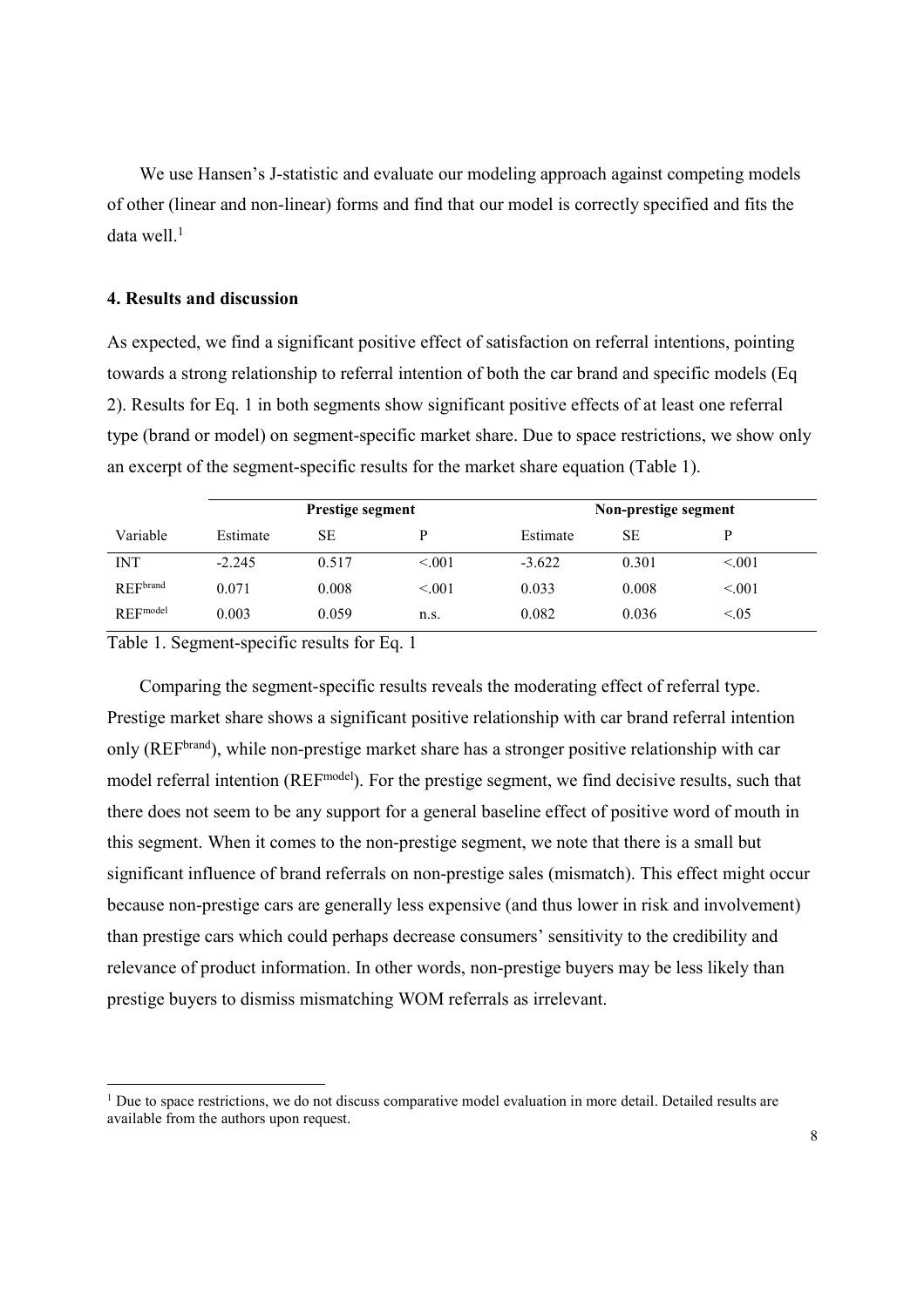We use Hansen's J-statistic and evaluate our modeling approach against competing models of other (linear and non-linear) forms and find that our model is correctly specified and fits the data well.[1]

### 4. Results and discussion

As expected, we find a significant positive effect of satisfaction on referral intentions, pointing towards a strong relationship to referral intention of both the car brand and specific models (Eq 2). Results for Eq. 1 in both segments show significant positive effects of at least one referral type (brand or model) on segment-specific market share. Due to space restrictions, we show only an excerpt of the segment-specific results for the market share equation (Table 1).

| | Prestige segment | | | Non-prestige segment | | |
|---|---|---|---|---|---|---|
| Variable | Estimate | SE | P | Estimate | SE | P |
| INT | -2.245 | 0.517 | <.001 | -3.622 | 0.301 | <.001 |
| $REF^{brand}$ | 0.071 | 0.008 | <.001 | 0.033 | 0.008 | <.001 |
| $REF^{model}$ | 0.003 | 0.059 | n.s. | 0.082 | 0.036 | <.05 |

Table 1. Segment-specific results for Eq. 1

Comparing the segment-specific results reveals the moderating effect of referral type. Prestige market share shows a significant positive relationship with car brand referral intention only ($REF^{brand}$), while non-prestige market share has a stronger positive relationship with car model referral intention ($REF^{model}$). For the prestige segment, we find decisive results, such that there does not seem to be any support for a general baseline effect of positive word of mouth in this segment. When it comes to the non-prestige segment, we note that there is a small but significant influence of brand referrals on non-prestige sales (mismatch). This effect might occur because non-prestige cars are generally less expensive (and thus lower in risk and involvement) than prestige cars which could perhaps decrease consumers' sensitivity to the credibility and relevance of product information. In other words, non-prestige buyers may be less likely than prestige buyers to dismiss mismatching WOM referrals as irrelevant.

[1] Due to space restrictions, we do not discuss comparative model evaluation in more detail. Detailed results are available from the authors upon request.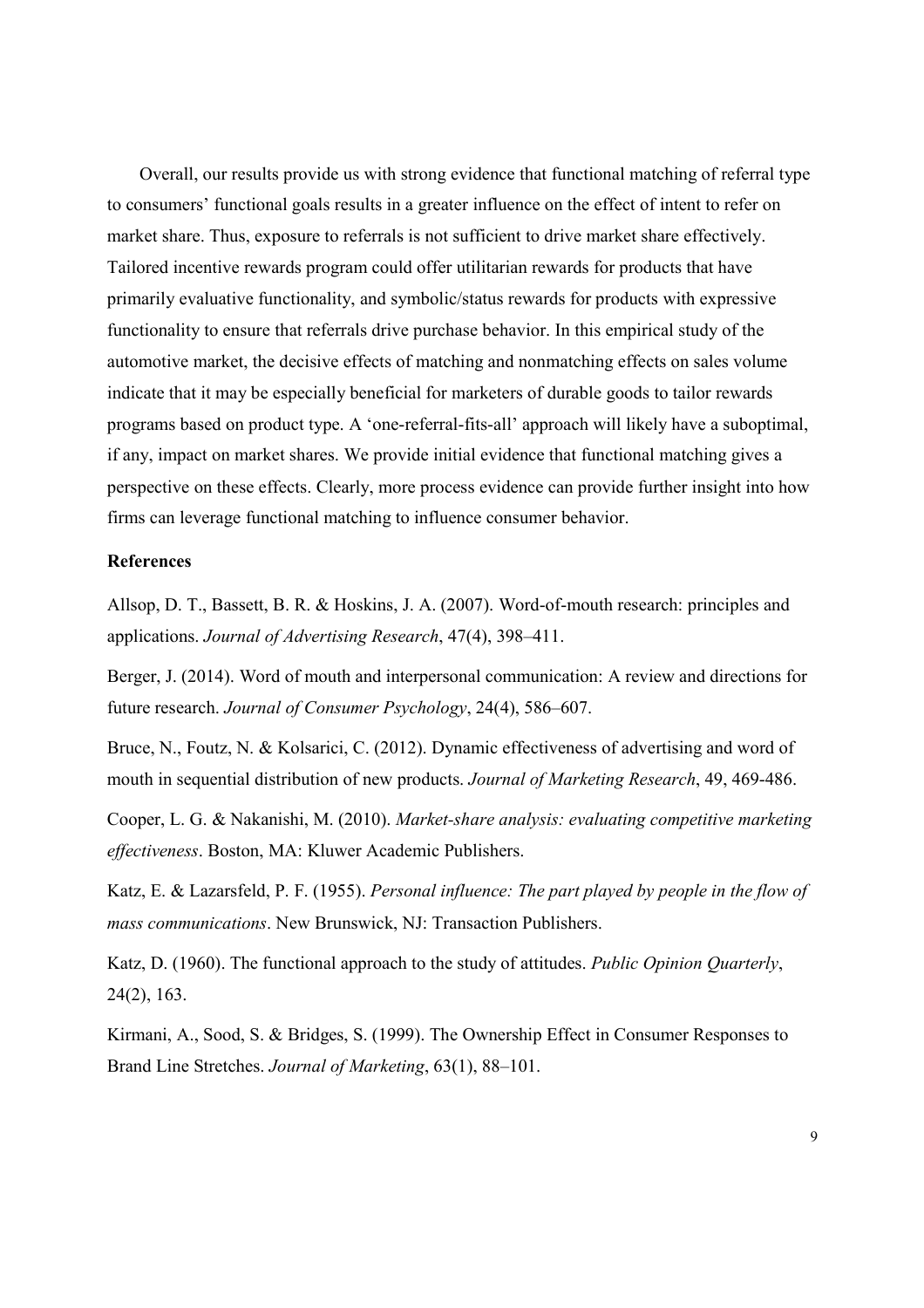Overall, our results provide us with strong evidence that functional matching of referral type to consumers' functional goals results in a greater influence on the effect of intent to refer on market share. Thus, exposure to referrals is not sufficient to drive market share effectively. Tailored incentive rewards program could offer utilitarian rewards for products that have primarily evaluative functionality, and symbolic/status rewards for products with expressive functionality to ensure that referrals drive purchase behavior. In this empirical study of the automotive market, the decisive effects of matching and nonmatching effects on sales volume indicate that it may be especially beneficial for marketers of durable goods to tailor rewards programs based on product type. A 'one-referral-fits-all' approach will likely have a suboptimal, if any, impact on market shares. We provide initial evidence that functional matching gives a perspective on these effects. Clearly, more process evidence can provide further insight into how firms can leverage functional matching to influence consumer behavior.

**References**

Allsop, D. T., Bassett, B. R. & Hoskins, J. A. (2007). Word-of-mouth research: principles and applications. *Journal of Advertising Research*, 47(4), 398–411.

Berger, J. (2014). Word of mouth and interpersonal communication: A review and directions for future research. *Journal of Consumer Psychology*, 24(4), 586–607.

Bruce, N., Foutz, N. & Kolsarici, C. (2012). Dynamic effectiveness of advertising and word of mouth in sequential distribution of new products. *Journal of Marketing Research*, 49, 469-486.

Cooper, L. G. & Nakanishi, M. (2010). *Market-share analysis: evaluating competitive marketing effectiveness*. Boston, MA: Kluwer Academic Publishers.

Katz, E. & Lazarsfeld, P. F. (1955). *Personal influence: The part played by people in the flow of mass communications*. New Brunswick, NJ: Transaction Publishers.

Katz, D. (1960). The functional approach to the study of attitudes. *Public Opinion Quarterly*, 24(2), 163.

Kirmani, A., Sood, S. & Bridges, S. (1999). The Ownership Effect in Consumer Responses to Brand Line Stretches. *Journal of Marketing*, 63(1), 88–101.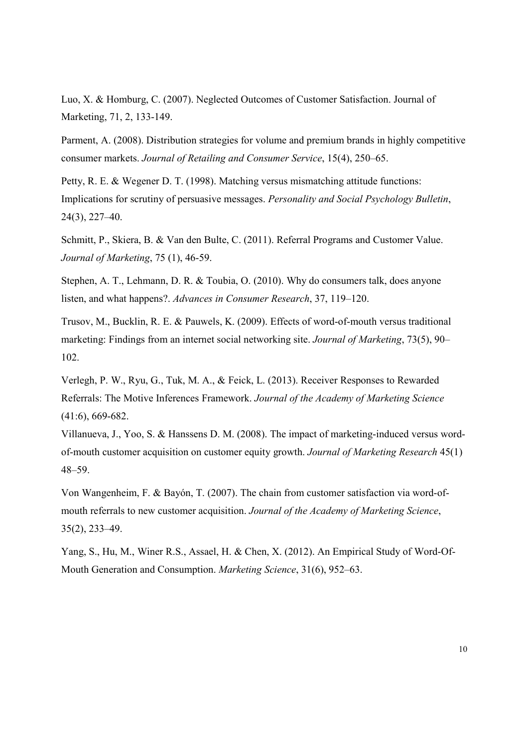Luo, X. & Homburg, C. (2007). Neglected Outcomes of Customer Satisfaction. Journal of Marketing, 71, 2, 133-149.

Parment, A. (2008). Distribution strategies for volume and premium brands in highly competitive consumer markets. *Journal of Retailing and Consumer Service*, 15(4), 250–65.

Petty, R. E. & Wegener D. T. (1998). Matching versus mismatching attitude functions: Implications for scrutiny of persuasive messages. *Personality and Social Psychology Bulletin*, 24(3), 227–40.

Schmitt, P., Skiera, B. & Van den Bulte, C. (2011). Referral Programs and Customer Value. *Journal of Marketing*, 75 (1), 46-59.

Stephen, A. T., Lehmann, D. R. & Toubia, O. (2010). Why do consumers talk, does anyone listen, and what happens?. *Advances in Consumer Research*, 37, 119–120.

Trusov, M., Bucklin, R. E. & Pauwels, K. (2009). Effects of word-of-mouth versus traditional marketing: Findings from an internet social networking site. *Journal of Marketing*, 73(5), 90–102.

Verlegh, P. W., Ryu, G., Tuk, M. A., & Feick, L. (2013). Receiver Responses to Rewarded Referrals: The Motive Inferences Framework. *Journal of the Academy of Marketing Science* (41:6), 669-682.

Villanueva, J., Yoo, S. & Hanssens D. M. (2008). The impact of marketing-induced versus word-of-mouth customer acquisition on customer equity growth. *Journal of Marketing Research* 45(1) 48–59.

Von Wangenheim, F. & Bayón, T. (2007). The chain from customer satisfaction via word-of-mouth referrals to new customer acquisition. *Journal of the Academy of Marketing Science*, 35(2), 233–49.

Yang, S., Hu, M., Winer R.S., Assael, H. & Chen, X. (2012). An Empirical Study of Word-Of-Mouth Generation and Consumption. *Marketing Science*, 31(6), 952–63.